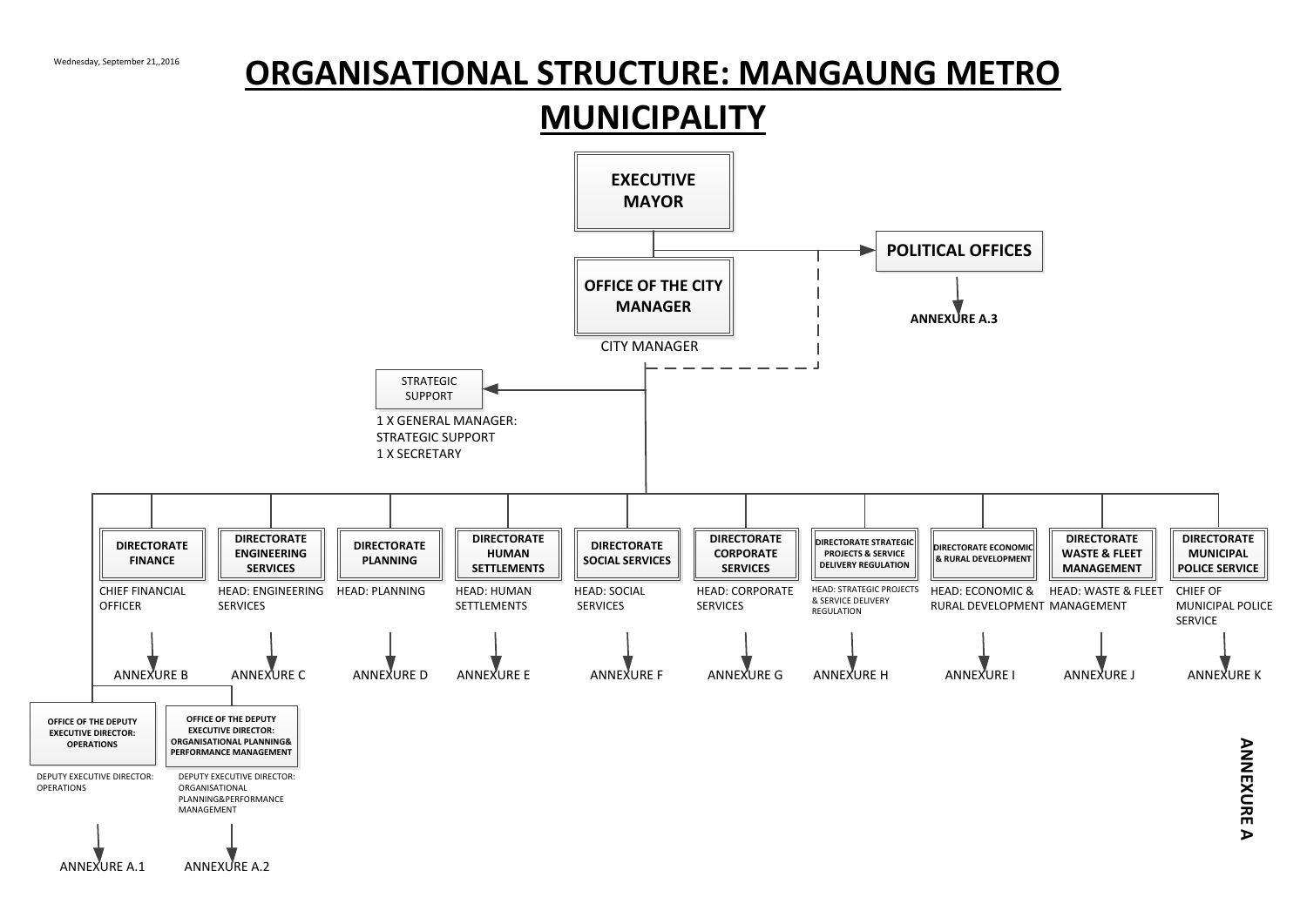Wednesday, September 21,,2016

# ORGANISATIONAL STRUCTURE: MANGAUNG METRO MUNICIPALITY

**EXECUTIVE MAYOR**

**POLITICAL OFFICES**

**ANNEXURE A.3**

**OFFICE OF THE CITY MANAGER**

CITY MANAGER

STRATEGIC SUPPORT

1 X GENERAL MANAGER: STRATEGIC SUPPORT
1 X SECRETARY

| Directorate | Head | Annexure |
|---|---|---|
| **DIRECTORATE FINANCE** | CHIEF FINANCIAL OFFICER | ANNEXURE B |
| **DIRECTORATE ENGINEERING SERVICES** | HEAD: ENGINEERING SERVICES | ANNEXURE C |
| **DIRECTORATE PLANNING** | HEAD: PLANNING | ANNEXURE D |
| **DIRECTORATE HUMAN SETTLEMENTS** | HEAD: HUMAN SETTLEMENTS | ANNEXURE E |
| **DIRECTORATE SOCIAL SERVICES** | HEAD: SOCIAL SERVICES | ANNEXURE F |
| **DIRECTORATE CORPORATE SERVICES** | HEAD: CORPORATE SERVICES | ANNEXURE G |
| **DIRECTORATE STRATEGIC PROJECTS & SERVICE DELIVERY REGULATION** | HEAD: STRATEGIC PROJECTS & SERVICE DELIVERY REGULATION | ANNEXURE H |
| **DIRECTORATE ECONOMIC & RURAL DEVELOPMENT** | HEAD: ECONOMIC & RURAL DEVELOPMENT | ANNEXURE I |
| **DIRECTORATE WASTE & FLEET MANAGEMENT** | HEAD: WASTE & FLEET MANAGEMENT | ANNEXURE J |
| **DIRECTORATE MUNICIPAL POLICE SERVICE** | CHIEF OF MUNICIPAL POLICE SERVICE | ANNEXURE K |

| Office | Head | Annexure |
|---|---|---|
| **OFFICE OF THE DEPUTY EXECUTIVE DIRECTOR: OPERATIONS** | DEPUTY EXECUTIVE DIRECTOR: OPERATIONS | ANNEXURE A.1 |
| **OFFICE OF THE DEPUTY EXECUTIVE DIRECTOR: ORGANISATIONAL PLANNING& PERFORMANCE MANAGEMENT** | DEPUTY EXECUTIVE DIRECTOR: ORGANISATIONAL PLANNING&PERFORMANCE MANAGEMENT | ANNEXURE A.2 |

**ANNEXURE A**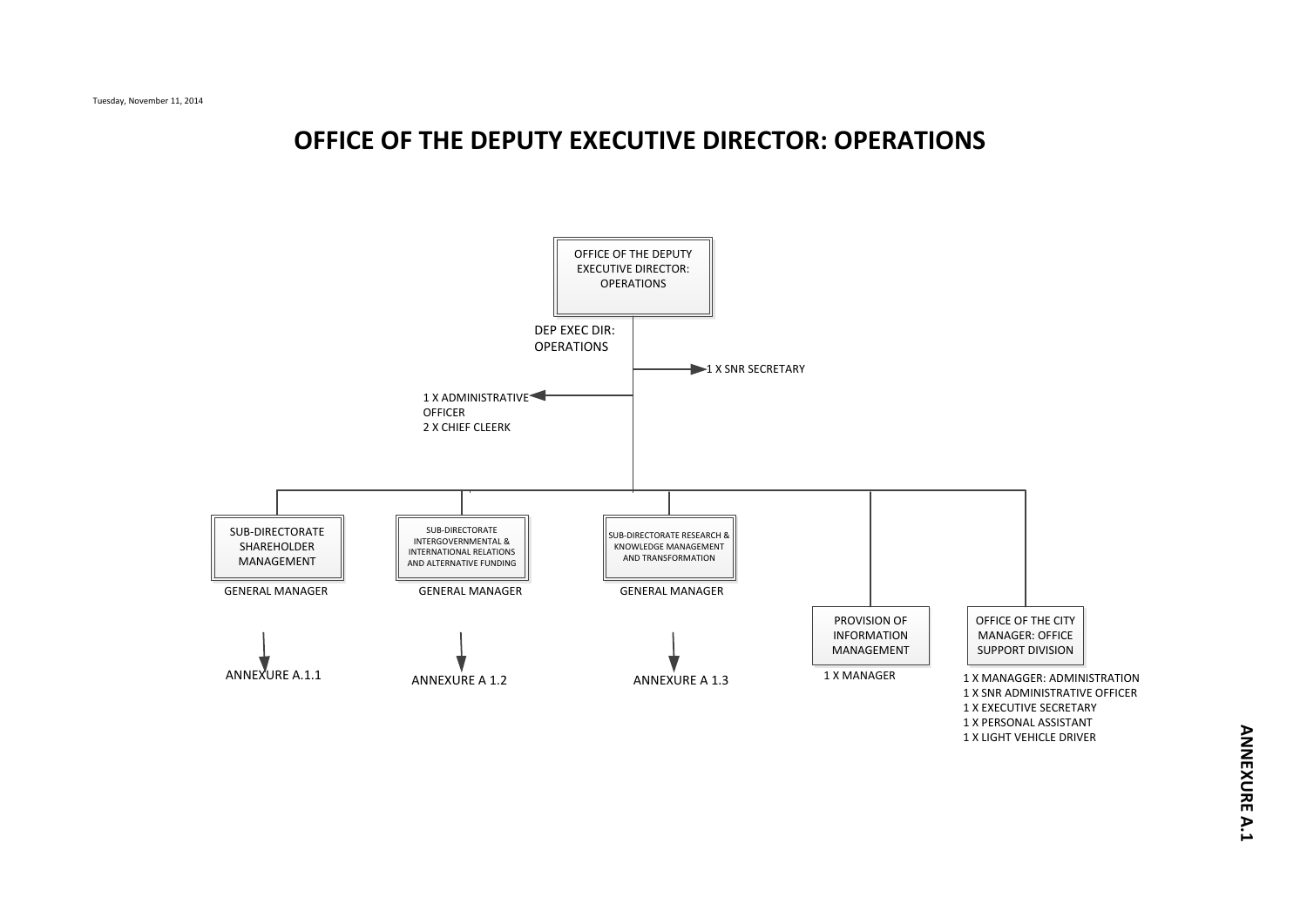Tuesday, November 11, 2014

# OFFICE OF THE DEPUTY EXECUTIVE DIRECTOR: OPERATIONS

**OFFICE OF THE DEPUTY EXECUTIVE DIRECTOR: OPERATIONS**

DEP EXEC DIR: OPERATIONS

- 1 X SNR SECRETARY
- 1 X ADMINISTRATIVE OFFICER
- 2 X CHIEF CLEERK

**SUB-DIRECTORATE SHAREHOLDER MANAGEMENT**

GENERAL MANAGER

ANNEXURE A.1.1

**SUB-DIRECTORATE INTERGOVERNMENTAL & INTERNATIONAL RELATIONS AND ALTERNATIVE FUNDING**

GENERAL MANAGER

ANNEXURE A 1.2

**SUB-DIRECTORATE RESEARCH & KNOWLEDGE MANAGEMENT AND TRANSFORMATION**

GENERAL MANAGER

ANNEXURE A 1.3

**PROVISION OF INFORMATION MANAGEMENT**

1 X MANAGER

**OFFICE OF THE CITY MANAGER: OFFICE SUPPORT DIVISION**

1 X MANAGGER: ADMINISTRATION
1 X SNR ADMINISTRATIVE OFFICER
1 X EXECUTIVE SECRETARY
1 X PERSONAL ASSISTANT
1 X LIGHT VEHICLE DRIVER

ANNEXURE A.1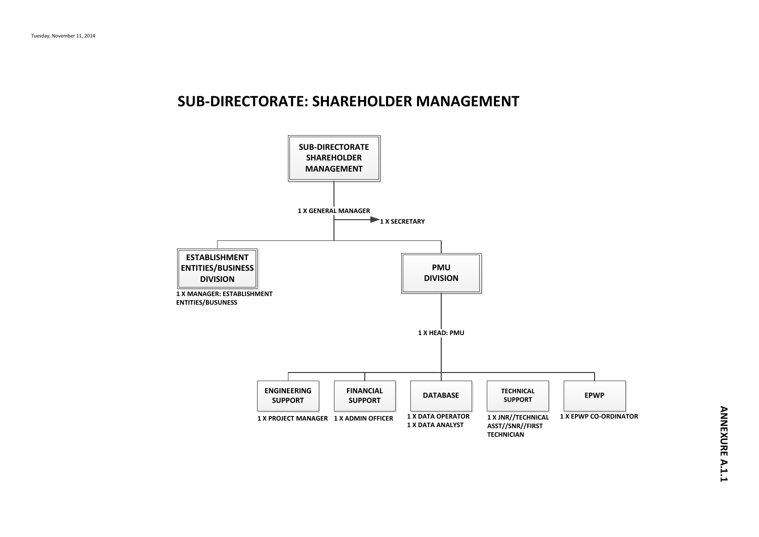# SUB-DIRECTORATE: SHAREHOLDER MANAGEMENT

- **SUB-DIRECTORATE SHAREHOLDER MANAGEMENT**
  - 1 X GENERAL MANAGER
  - 1 X SECRETARY
  - **ESTABLISHMENT ENTITIES/BUSINESS DIVISION**
    - 1 X MANAGER: ESTABLISHMENT ENTITIES/BUSUNESS
  - **PMU DIVISION**
    - 1 X HEAD: PMU
    - **ENGINEERING SUPPORT**
      - 1 X PROJECT MANAGER
    - **FINANCIAL SUPPORT**
      - 1 X ADMIN OFFICER
    - **DATABASE**
      - 1 X DATA OPERATOR
      - 1 X DATA ANALYST
    - **TECHNICAL SUPPORT**
      - 1 X JNR//TECHNICAL ASST//SNR//FIRST TECHNICIAN
    - **EPWP**
      - 1 X EPWP CO-ORDINATOR

ANNEXURE A.1.1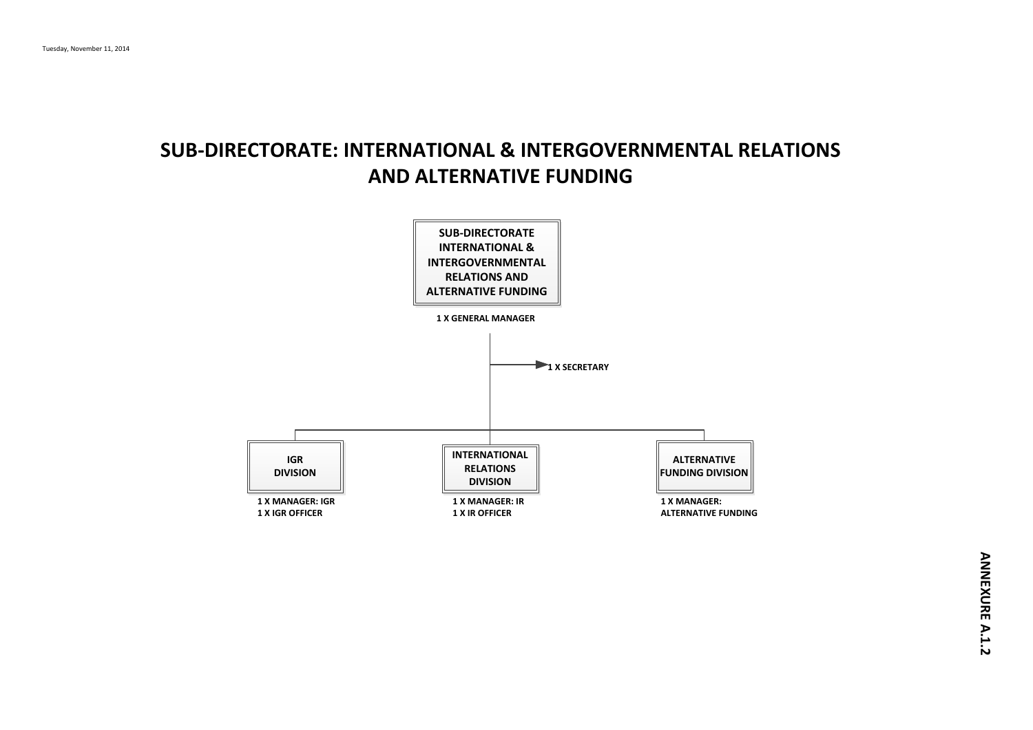# SUB-DIRECTORATE: INTERNATIONAL & INTERGOVERNMENTAL RELATIONS AND ALTERNATIVE FUNDING

**SUB-DIRECTORATE INTERNATIONAL & INTERGOVERNMENTAL RELATIONS AND ALTERNATIVE FUNDING**

1 X GENERAL MANAGER

1 X SECRETARY

**IGR DIVISION**

- 1 X MANAGER: IGR
- 1 X IGR OFFICER

**INTERNATIONAL RELATIONS DIVISION**

- 1 X MANAGER: IR
- 1 X IR OFFICER

**ALTERNATIVE FUNDING DIVISION**

- 1 X MANAGER: ALTERNATIVE FUNDING

**ANNEXURE A.1.2**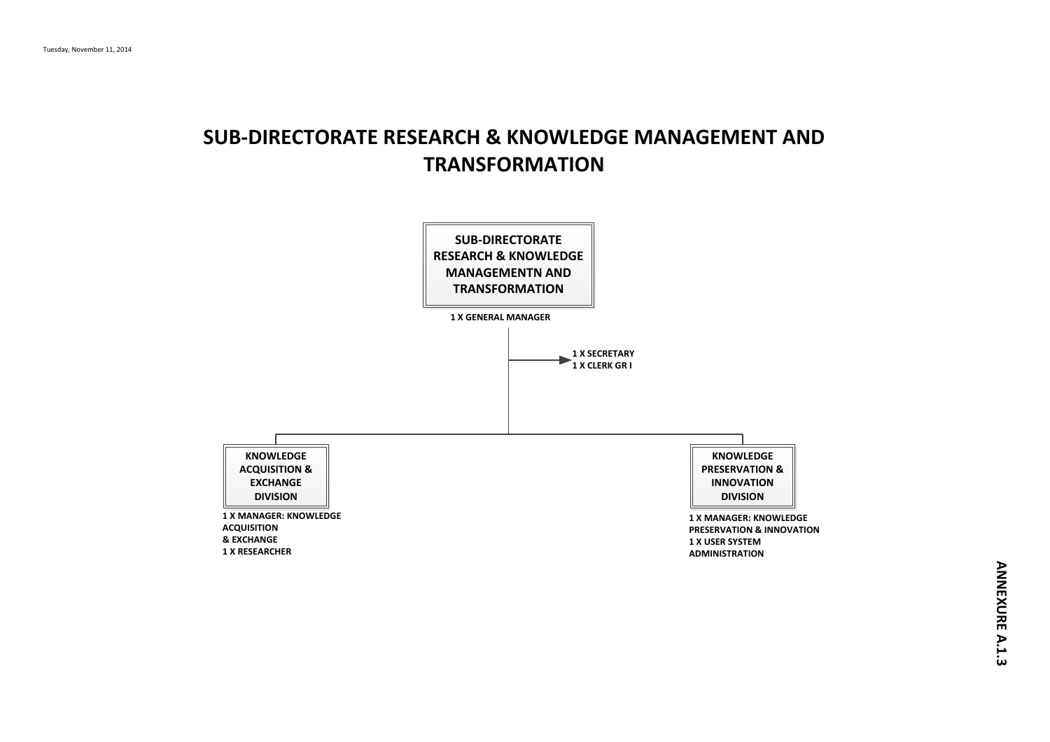# SUB-DIRECTORATE RESEARCH & KNOWLEDGE MANAGEMENT AND TRANSFORMATION

**SUB-DIRECTORATE RESEARCH & KNOWLEDGE MANAGEMENTN AND TRANSFORMATION**

**1 X GENERAL MANAGER**

**1 X SECRETARY**
**1 X CLERK GR I**

**KNOWLEDGE ACQUISITION & EXCHANGE DIVISION**

**1 X MANAGER: KNOWLEDGE ACQUISITION & EXCHANGE**
**1 X RESEARCHER**

**KNOWLEDGE PRESERVATION & INNOVATION DIVISION**

**1 X MANAGER: KNOWLEDGE PRESERVATION & INNOVATION**
**1 X USER SYSTEM ADMINISTRATION**

**ANNEXURE A.1.3**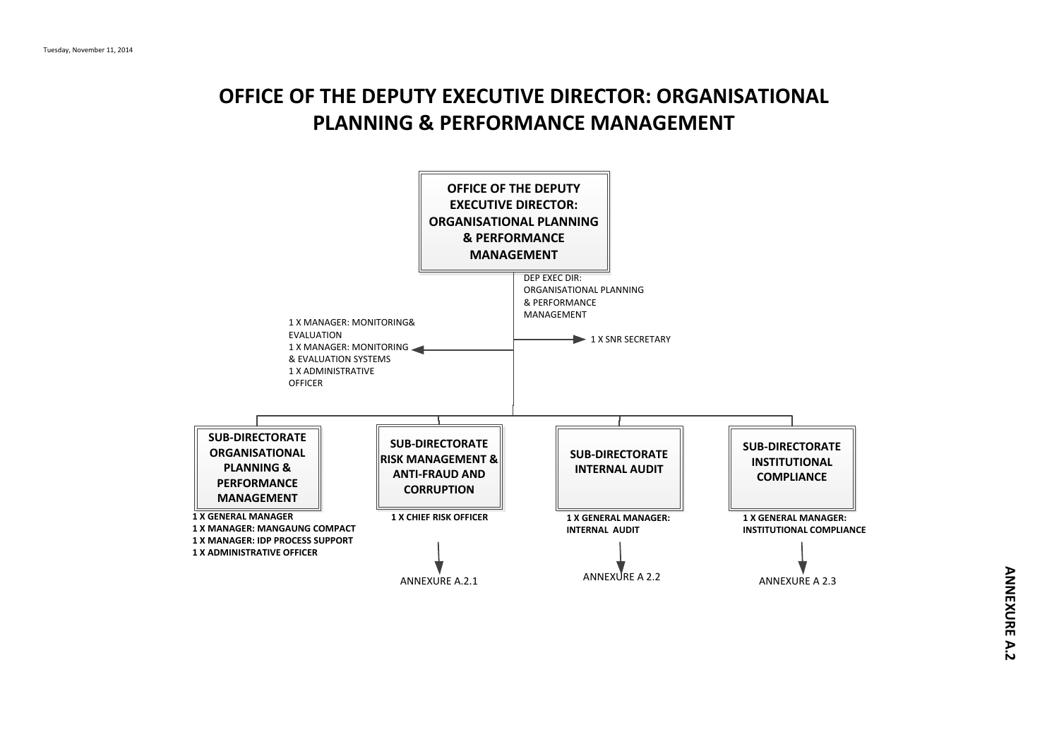# OFFICE OF THE DEPUTY EXECUTIVE DIRECTOR: ORGANISATIONAL PLANNING & PERFORMANCE MANAGEMENT

**OFFICE OF THE DEPUTY EXECUTIVE DIRECTOR: ORGANISATIONAL PLANNING & PERFORMANCE MANAGEMENT**

DEP EXEC DIR: ORGANISATIONAL PLANNING & PERFORMANCE MANAGEMENT

1 X SNR SECRETARY

1 X MANAGER: MONITORING& EVALUATION
1 X MANAGER: MONITORING & EVALUATION SYSTEMS
1 X ADMINISTRATIVE OFFICER

**SUB-DIRECTORATE ORGANISATIONAL PLANNING & PERFORMANCE MANAGEMENT**

**1 X GENERAL MANAGER**
**1 X MANAGER: MANGAUNG COMPACT**
**1 X MANAGER: IDP PROCESS SUPPORT**
**1 X ADMINISTRATIVE OFFICER**

**SUB-DIRECTORATE RISK MANAGEMENT & ANTI-FRAUD AND CORRUPTION**

**1 X CHIEF RISK OFFICER**

ANNEXURE A.2.1

**SUB-DIRECTORATE INTERNAL AUDIT**

**1 X GENERAL MANAGER: INTERNAL AUDIT**

ANNEXURE A 2.2

**SUB-DIRECTORATE INSTITUTIONAL COMPLIANCE**

**1 X GENERAL MANAGER: INSTITUTIONAL COMPLIANCE**

ANNEXURE A 2.3

**ANNEXURE A.2**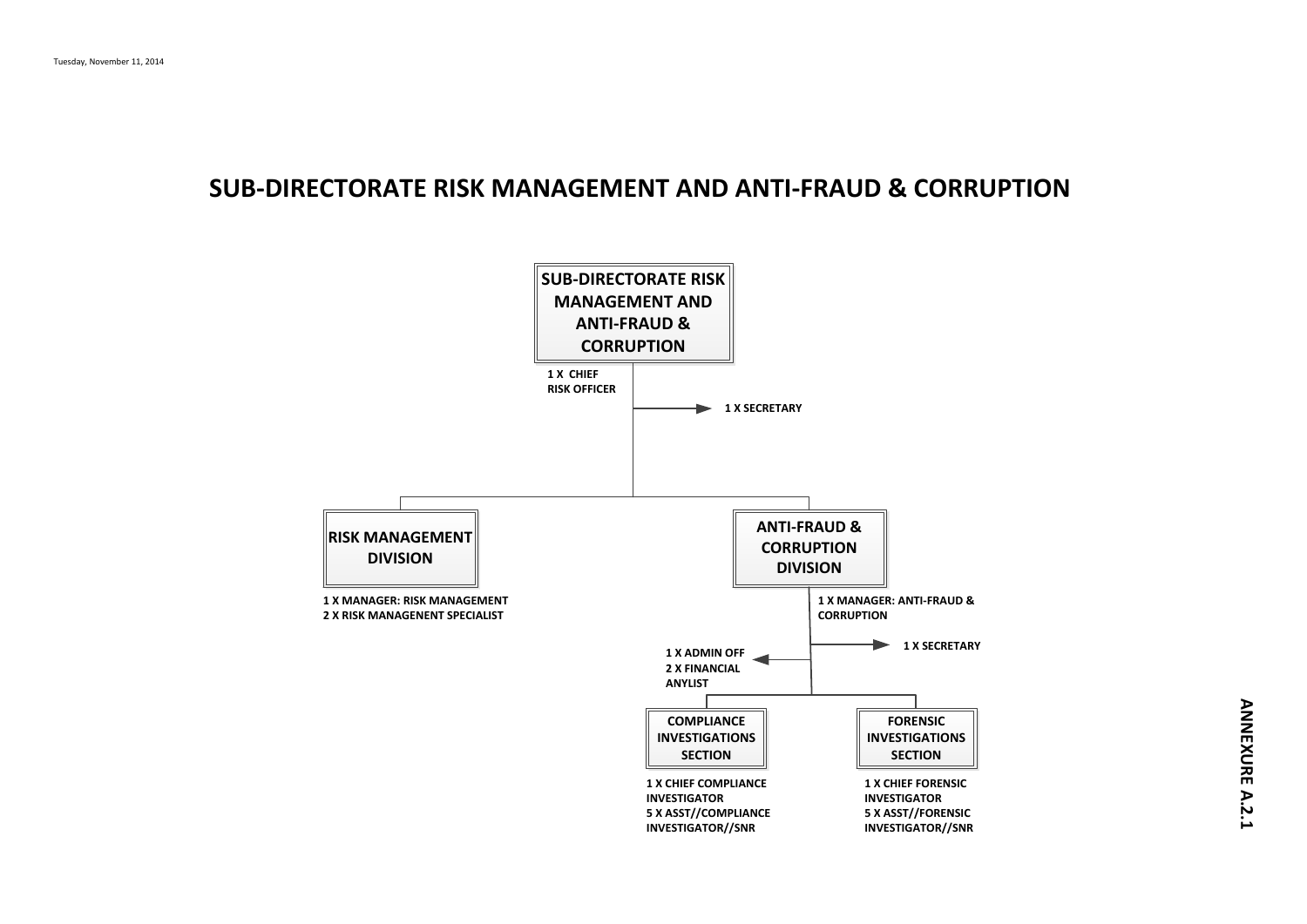# SUB-DIRECTORATE RISK MANAGEMENT AND ANTI-FRAUD & CORRUPTION

**SUB-DIRECTORATE RISK MANAGEMENT AND ANTI-FRAUD & CORRUPTION**

1 X CHIEF RISK OFFICER

1 X SECRETARY

**RISK MANAGEMENT DIVISION**

1 X MANAGER: RISK MANAGEMENT
2 X RISK MANAGENENT SPECIALIST

**ANTI-FRAUD & CORRUPTION DIVISION**

1 X MANAGER: ANTI-FRAUD & CORRUPTION

1 X SECRETARY

1 X ADMIN OFF
2 X FINANCIAL ANYLIST

**COMPLIANCE INVESTIGATIONS SECTION**

1 X CHIEF COMPLIANCE INVESTIGATOR
5 X ASST//COMPLIANCE INVESTIGATOR//SNR

**FORENSIC INVESTIGATIONS SECTION**

1 X CHIEF FORENSIC INVESTIGATOR
5 X ASST//FORENSIC INVESTIGATOR//SNR

**ANNEXURE A.2.1**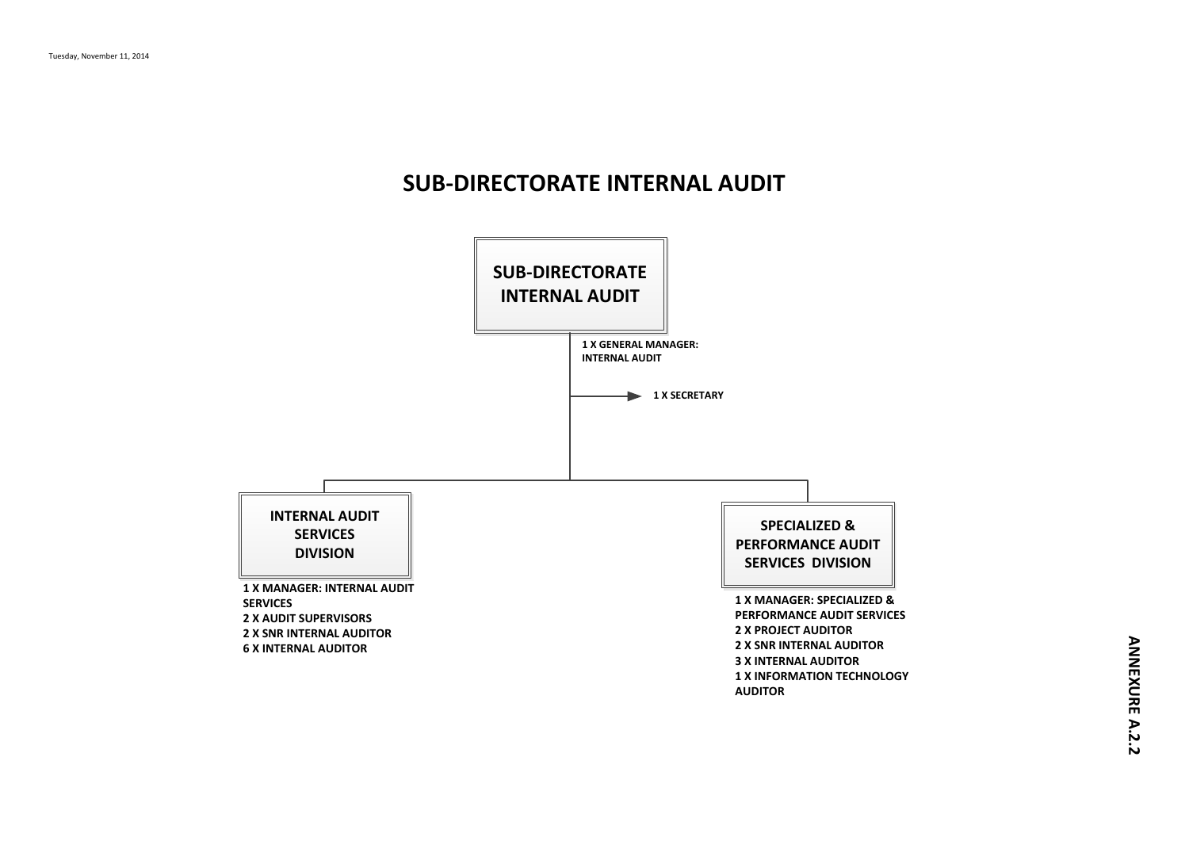# SUB-DIRECTORATE INTERNAL AUDIT

## SUB-DIRECTORATE INTERNAL AUDIT

**1 X GENERAL MANAGER: INTERNAL AUDIT**

**1 X SECRETARY**

### INTERNAL AUDIT SERVICES DIVISION

**1 X MANAGER: INTERNAL AUDIT SERVICES**
**2 X AUDIT SUPERVISORS**
**2 X SNR INTERNAL AUDITOR**
**6 X INTERNAL AUDITOR**

### SPECIALIZED & PERFORMANCE AUDIT SERVICES DIVISION

**1 X MANAGER: SPECIALIZED & PERFORMANCE AUDIT SERVICES**
**2 X PROJECT AUDITOR**
**2 X SNR INTERNAL AUDITOR**
**3 X INTERNAL AUDITOR**
**1 X INFORMATION TECHNOLOGY AUDITOR**

**ANNEXURE A.2.2**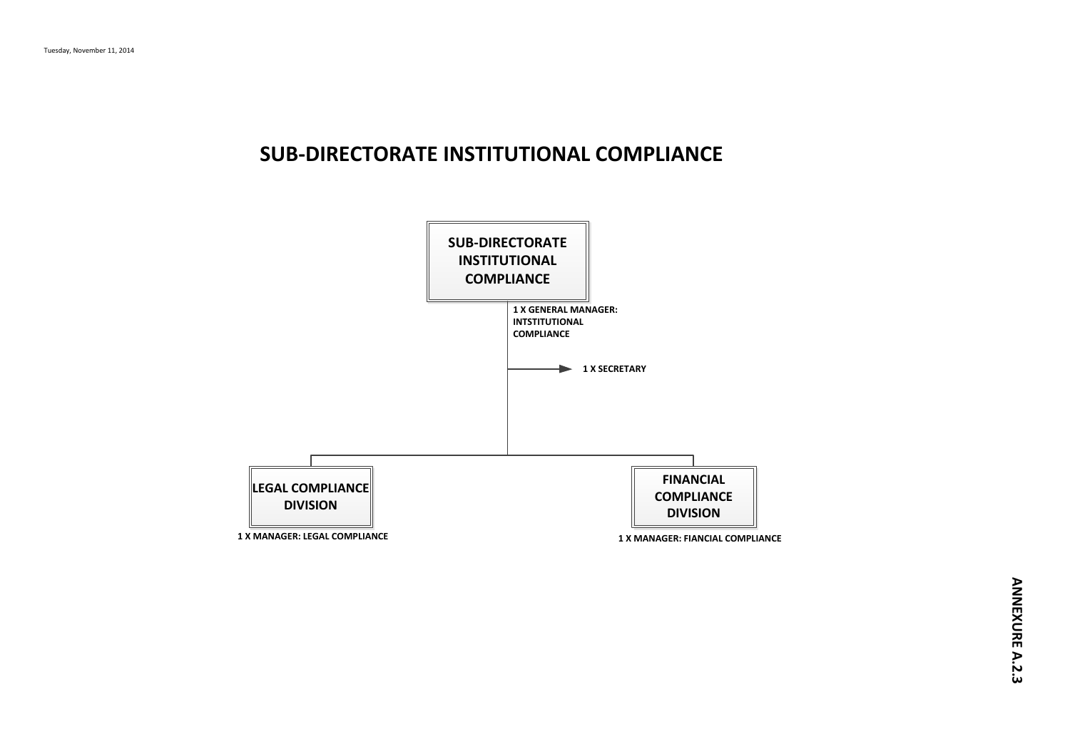Tuesday, November 11, 2014

# SUB-DIRECTORATE INSTITUTIONAL COMPLIANCE

**SUB-DIRECTORATE INSTITUTIONAL COMPLIANCE**

**1 X GENERAL MANAGER: INTSTITUTIONAL COMPLIANCE**

**1 X SECRETARY**

**LEGAL COMPLIANCE DIVISION**

**1 X MANAGER: LEGAL COMPLIANCE**

**FINANCIAL COMPLIANCE DIVISION**

**1 X MANAGER: FIANCIAL COMPLIANCE**

**ANNEXURE A.2.3**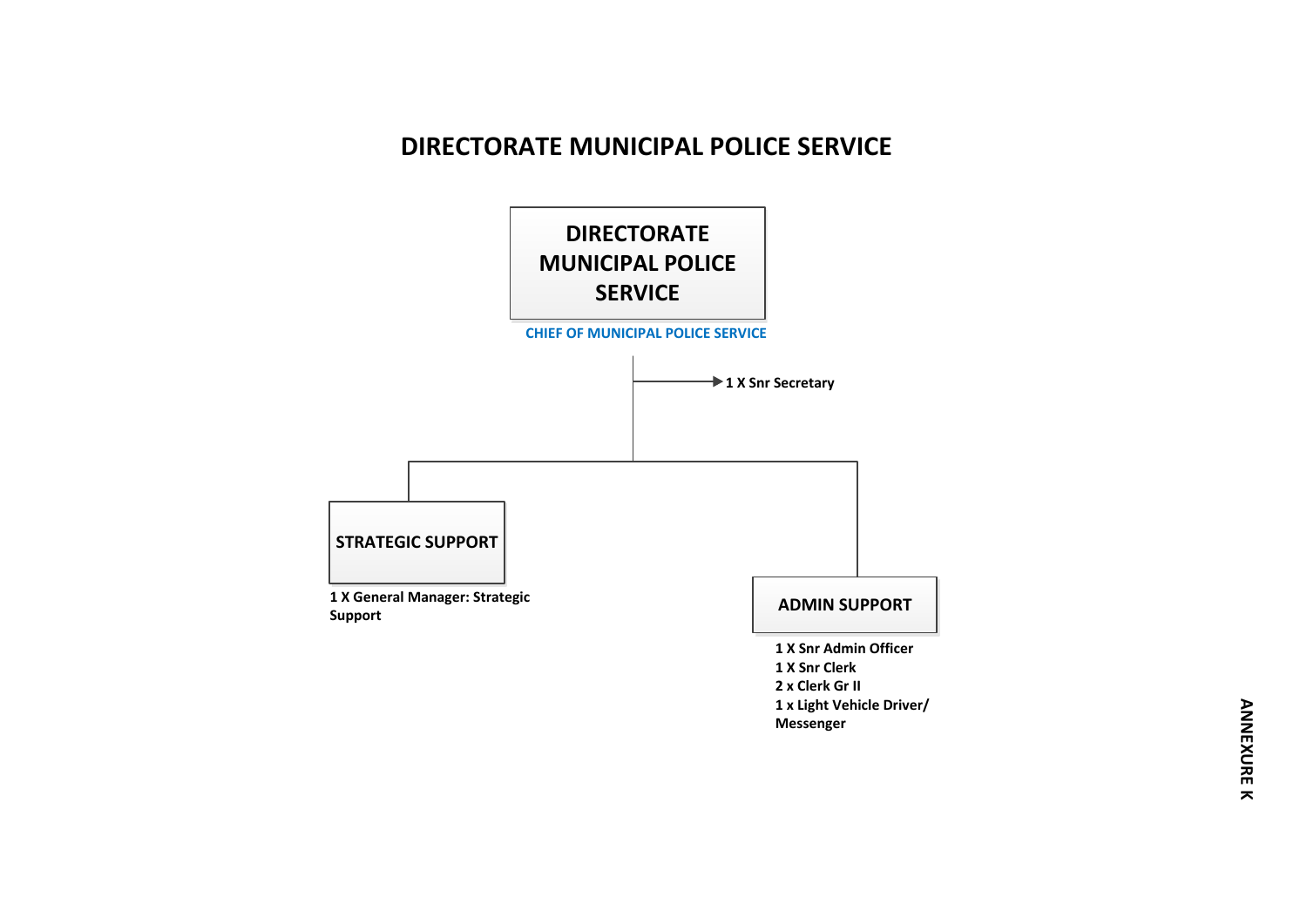# DIRECTORATE MUNICIPAL POLICE SERVICE

**DIRECTORATE MUNICIPAL POLICE SERVICE**

CHIEF OF MUNICIPAL POLICE SERVICE

1 X Snr Secretary

**STRATEGIC SUPPORT**

1 X General Manager: Strategic Support

**ADMIN SUPPORT**

1 X Snr Admin Officer
1 X Snr Clerk
2 x Clerk Gr II
1 x Light Vehicle Driver/ Messenger

ANNEXURE K